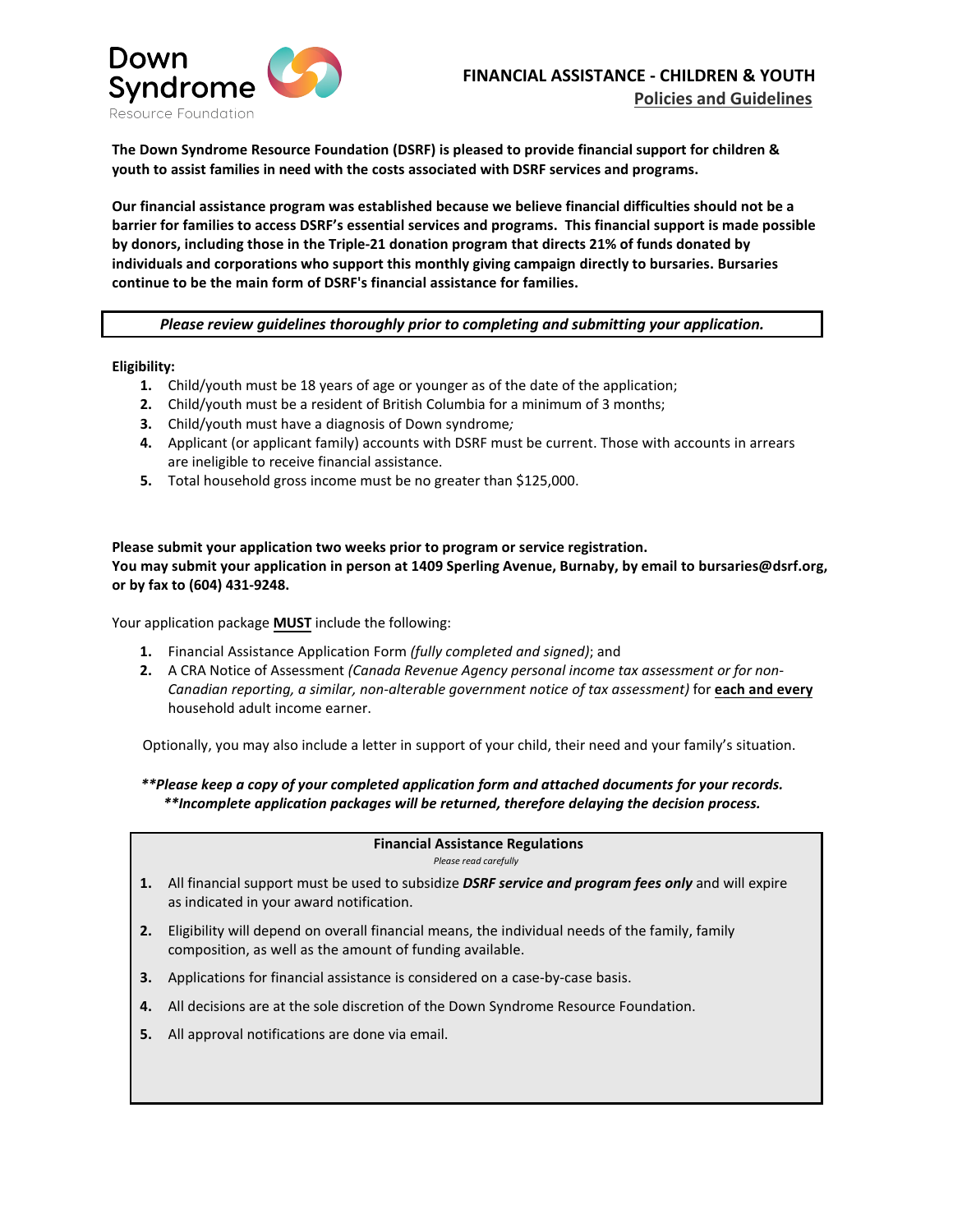Down Syndrome Resource Foundation

# FINANCIAL ASSISTANCE - CHILDREN & YOUTH

## Policies and Guidelines

**The Down Syndrome Resource Foundation (DSRF) is pleased to provide financial support for children & youth to assist families in need with the costs associated with DSRF services and programs.**

**Our financial assistance program was established because we believe financial difficulties should not be a barrier for families to access DSRF's essential services and programs. This financial support is made possible by donors, including those in the Triple-21 donation program that directs 21% of funds donated by individuals and corporations who support this monthly giving campaign directly to bursaries. Bursaries continue to be the main form of DSRF's financial assistance for families.**

***Please review guidelines thoroughly prior to completing and submitting your application.***

**Eligibility:**

1. Child/youth must be 18 years of age or younger as of the date of the application;
2. Child/youth must be a resident of British Columbia for a minimum of 3 months;
3. Child/youth must have a diagnosis of Down syndrome*;*
4. Applicant (or applicant family) accounts with DSRF must be current. Those with accounts in arrears are ineligible to receive financial assistance.
5. Total household gross income must be no greater than $125,000.

**Please submit your application two weeks prior to program or service registration.**
**You may submit your application in person at 1409 Sperling Avenue, Burnaby, by email to bursaries@dsrf.org, or by fax to (604) 431-9248.**

Your application package **MUST** include the following:

1. Financial Assistance Application Form *(fully completed and signed)*; and
2. A CRA Notice of Assessment *(Canada Revenue Agency personal income tax assessment or for non-Canadian reporting, a similar, non-alterable government notice of tax assessment)* for **each and every** household adult income earner.

Optionally, you may also include a letter in support of your child, their need and your family's situation.

***\*\*Please keep a copy of your completed application form and attached documents for your records.***
***\*\*Incomplete application packages will be returned, therefore delaying the decision process.***

**Financial Assistance Regulations**

*Please read carefully*

1. All financial support must be used to subsidize ***DSRF service and program fees only*** and will expire as indicated in your award notification.
2. Eligibility will depend on overall financial means, the individual needs of the family, family composition, as well as the amount of funding available.
3. Applications for financial assistance is considered on a case-by-case basis.
4. All decisions are at the sole discretion of the Down Syndrome Resource Foundation.
5. All approval notifications are done via email.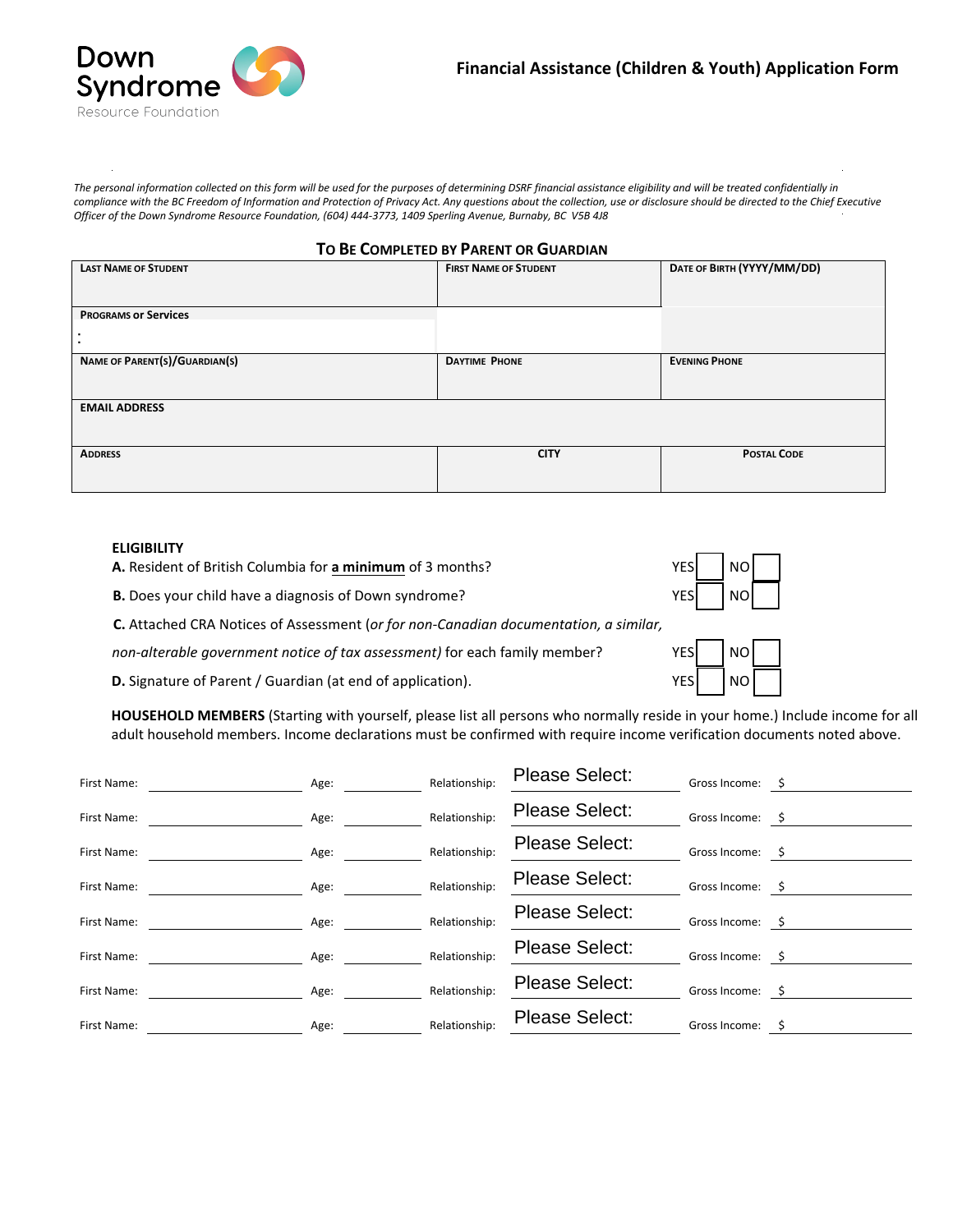Down Syndrome Resource Foundation

## Financial Assistance (Children & Youth) Application Form

*The personal information collected on this form will be used for the purposes of determining DSRF financial assistance eligibility and will be treated confidentially in compliance with the BC Freedom of Information and Protection of Privacy Act. Any questions about the collection, use or disclosure should be directed to the Chief Executive Officer of the Down Syndrome Resource Foundation, (604) 444-3773, 1409 Sperling Avenue, Burnaby, BC V5B 4J8*

### To Be Completed by Parent or Guardian

| Last Name of Student | First Name of Student | Date of Birth (YYYY/MM/DD) |
|---|---|---|
| Programs or Services<br>: | | |
| Name of Parent(s)/Guardian(s) | Daytime Phone | Evening Phone |
| **EMAIL ADDRESS** | | |
| Address | City | Postal Code |

**ELIGIBILITY**

| | | |
|---|---|---|
| **A.** Resident of British Columbia for **a minimum** of 3 months? | YES ☐ | NO ☐ |
| **B.** Does your child have a diagnosis of Down syndrome? | YES ☐ | NO ☐ |
| **C.** Attached CRA Notices of Assessment (*or for non-Canadian documentation, a similar, non-alterable government notice of tax assessment)* for each family member? | YES ☐ | NO ☐ |
| **D.** Signature of Parent / Guardian (at end of application). | YES ☐ | NO ☐ |

**HOUSEHOLD MEMBERS** (Starting with yourself, please list all persons who normally reside in your home.) Include income for all adult household members. Income declarations must be confirmed with require income verification documents noted above.

| First Name: | Age: | Relationship: | Gross Income: |
|---|---|---|---|
| | | Please Select: | $ |
| | | Please Select: | $ |
| | | Please Select: | $ |
| | | Please Select: | $ |
| | | Please Select: | $ |
| | | Please Select: | $ |
| | | Please Select: | $ |
| | | Please Select: | $ |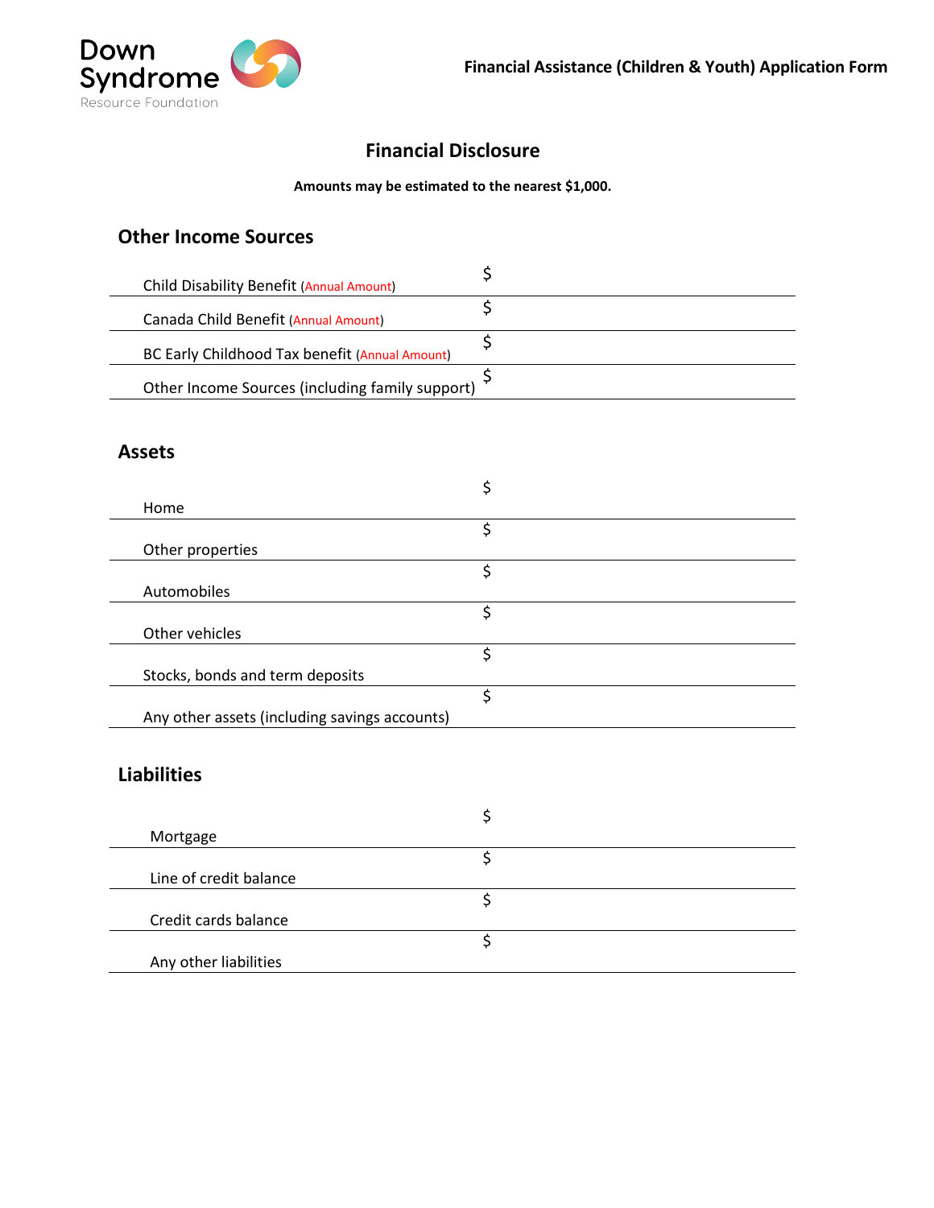# Financial Disclosure

**Amounts may be estimated to the nearest $1,000.**

## Other Income Sources

| | |
|---|---|
| Child Disability Benefit (Annual Amount) | $ |
| Canada Child Benefit (Annual Amount) | $ |
| BC Early Childhood Tax benefit (Annual Amount) | $ |
| Other Income Sources (including family support) | $ |

## Assets

| | |
|---|---|
| Home | $ |
| Other properties | $ |
| Automobiles | $ |
| Other vehicles | $ |
| Stocks, bonds and term deposits | $ |
| Any other assets (including savings accounts) | $ |

## Liabilities

| | |
|---|---|
| Mortgage | $ |
| Line of credit balance | $ |
| Credit cards balance | $ |
| Any other liabilities | $ |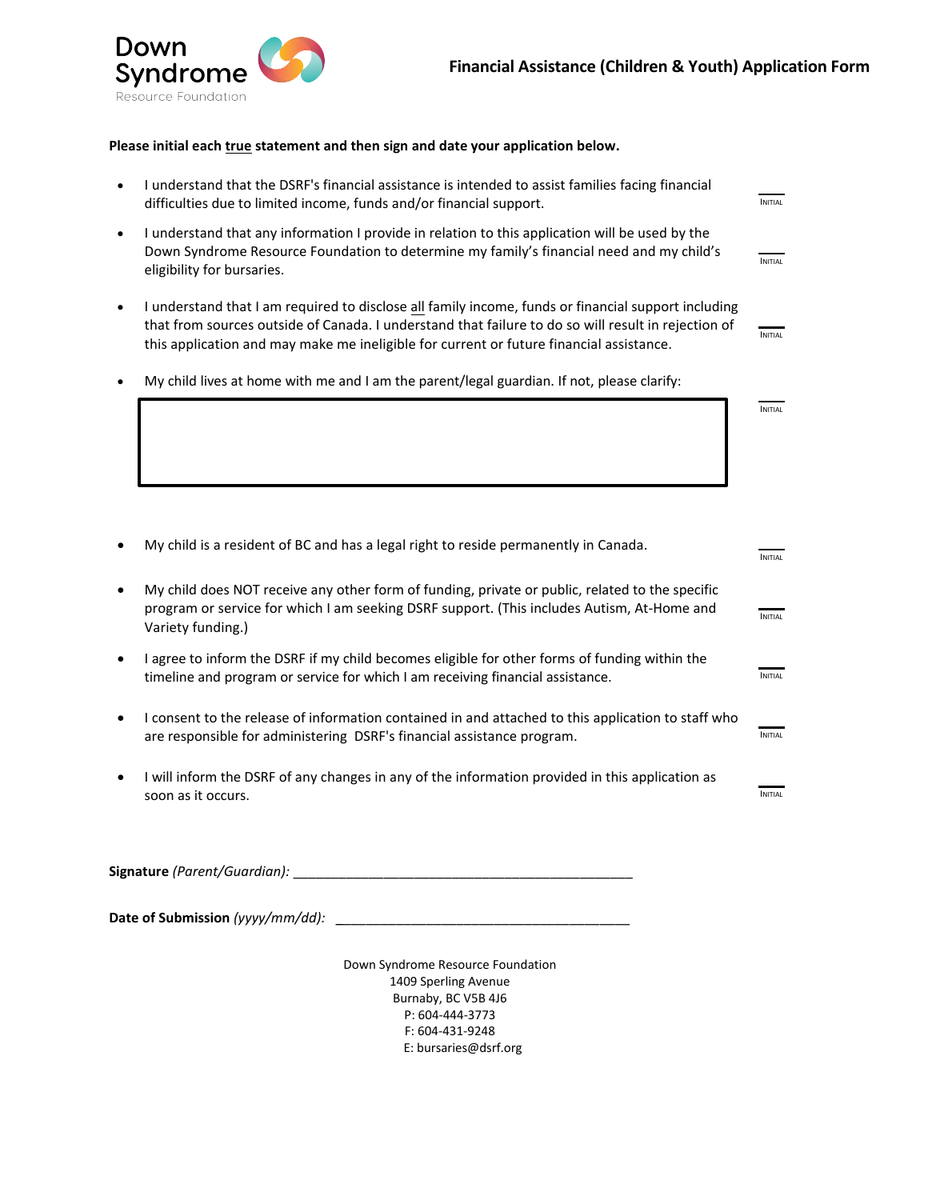Down Syndrome
Resource Foundation

**Financial Assistance (Children & Youth) Application Form**

**Please initial each true statement and then sign and date your application below.**

- I understand that the DSRF's financial assistance is intended to assist families facing financial difficulties due to limited income, funds and/or financial support. ______ INITIAL
- I understand that any information I provide in relation to this application will be used by the Down Syndrome Resource Foundation to determine my family's financial need and my child's eligibility for bursaries. ______ INITIAL
- I understand that I am required to disclose all family income, funds or financial support including that from sources outside of Canada. I understand that failure to do so will result in rejection of this application and may make me ineligible for current or future financial assistance. ______ INITIAL
- My child lives at home with me and I am the parent/legal guardian. If not, please clarify: ______ INITIAL

| |
|---|
| |

- My child is a resident of BC and has a legal right to reside permanently in Canada. ______ INITIAL
- My child does NOT receive any other form of funding, private or public, related to the specific program or service for which I am seeking DSRF support. (This includes Autism, At-Home and Variety funding.) ______ INITIAL
- I agree to inform the DSRF if my child becomes eligible for other forms of funding within the timeline and program or service for which I am receiving financial assistance. ______ INITIAL
- I consent to the release of information contained in and attached to this application to staff who are responsible for administering DSRF's financial assistance program. ______ INITIAL
- I will inform the DSRF of any changes in any of the information provided in this application as soon as it occurs. ______ INITIAL

**Signature** *(Parent/Guardian):* ______________________________________________

**Date of Submission** *(yyyy/mm/dd):* ________________________________________

Down Syndrome Resource Foundation
1409 Sperling Avenue
Burnaby, BC V5B 4J6
P: 604-444-3773
F: 604-431-9248
E: bursaries@dsrf.org